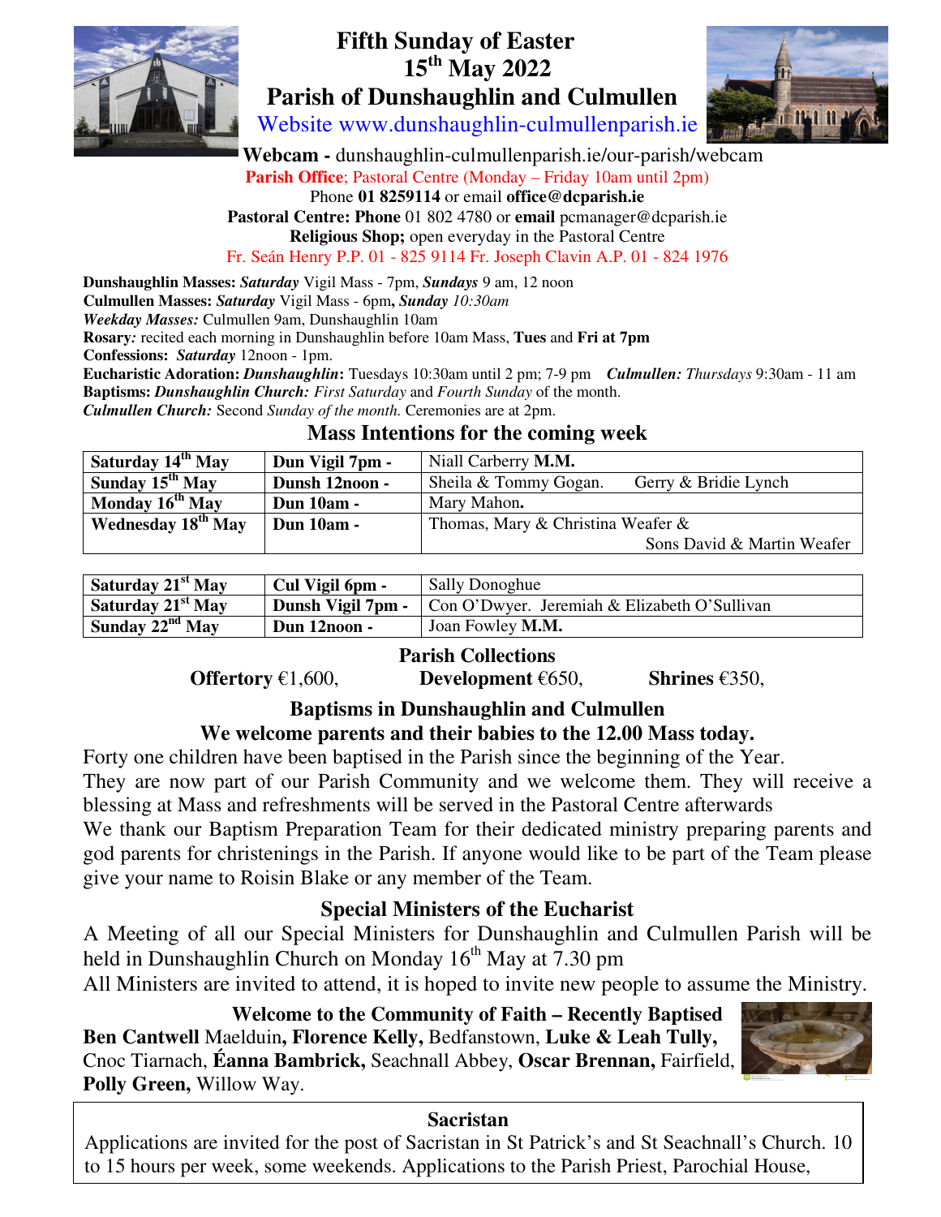# Fifth Sunday of Easter
## 15th May 2022
## Parish of Dunshaughlin and Culmullen

Website www.dunshaughlin-culmullenparish.ie

**Webcam -** dunshaughlin-culmullenparish.ie/our-parish/webcam

**Parish Office**; Pastoral Centre (Monday – Friday 10am until 2pm)

Phone **01 8259114** or email **office@dcparish.ie**

**Pastoral Centre: Phone** 01 802 4780 or **email** pcmanager@dcparish.ie

**Religious Shop;** open everyday in the Pastoral Centre

Fr. Seán Henry P.P. 01 - 825 9114 Fr. Joseph Clavin A.P. 01 - 824 1976

**Dunshaughlin Masses:** ***Saturday*** Vigil Mass - 7pm, ***Sundays*** 9 am, 12 noon
**Culmullen Masses:** ***Saturday*** Vigil Mass - 6pm**,** ***Sunday*** *10:30am*
***Weekday Masses:*** Culmullen 9am, Dunshaughlin 10am
**Rosary***:* recited each morning in Dunshaughlin before 10am Mass, **Tues** and **Fri at 7pm**
**Confessions:** ***Saturday*** 12noon - 1pm.
**Eucharistic Adoration:** ***Dunshaughlin*****:** Tuesdays 10:30am until 2 pm; 7-9 pm ***Culmullen:*** *Thursdays* 9:30am - 11 am
**Baptisms:** ***Dunshaughlin Church:*** *First Saturday* and *Fourth Sunday* of the month.
***Culmullen Church:*** Second *Sunday of the month.* Ceremonies are at 2pm.

### Mass Intentions for the coming week

| | | |
|---|---|---|
| **Saturday 14th May** | **Dun Vigil 7pm -** | Niall Carberry **M.M.** |
| **Sunday 15th May** | **Dunsh 12noon -** | Sheila & Tommy Gogan. Gerry & Bridie Lynch |
| **Monday 16th May** | **Dun 10am -** | Mary Mahon**.** |
| **Wednesday 18th May** | **Dun 10am -** | Thomas, Mary & Christina Weafer & Sons David & Martin Weafer |

| | | |
|---|---|---|
| **Saturday 21st May** | **Cul Vigil 6pm -** | Sally Donoghue |
| **Saturday 21st May** | **Dunsh Vigil 7pm -** | Con O'Dwyer. Jeremiah & Elizabeth O'Sullivan |
| **Sunday 22nd May** | **Dun 12noon -** | Joan Fowley **M.M.** |

### Parish Collections

**Offertory** €1,600, **Development** €650, **Shrines** €350,

### Baptisms in Dunshaughlin and Culmullen
### We welcome parents and their babies to the 12.00 Mass today.

Forty one children have been baptised in the Parish since the beginning of the Year. They are now part of our Parish Community and we welcome them. They will receive a blessing at Mass and refreshments will be served in the Pastoral Centre afterwards

We thank our Baptism Preparation Team for their dedicated ministry preparing parents and god parents for christenings in the Parish. If anyone would like to be part of the Team please give your name to Roisin Blake or any member of the Team.

### Special Ministers of the Eucharist

A Meeting of all our Special Ministers for Dunshaughlin and Culmullen Parish will be held in Dunshaughlin Church on Monday 16th May at 7.30 pm

All Ministers are invited to attend, it is hoped to invite new people to assume the Ministry.

### Welcome to the Community of Faith – Recently Baptised

**Ben Cantwell** Maelduin**, Florence Kelly,** Bedfanstown, **Luke & Leah Tully,** Cnoc Tiarnach, **Éanna Bambrick,** Seachnall Abbey, **Oscar Brennan,** Fairfield, **Polly Green,** Willow Way.

### Sacristan

Applications are invited for the post of Sacristan in St Patrick's and St Seachnall's Church. 10 to 15 hours per week, some weekends. Applications to the Parish Priest, Parochial House,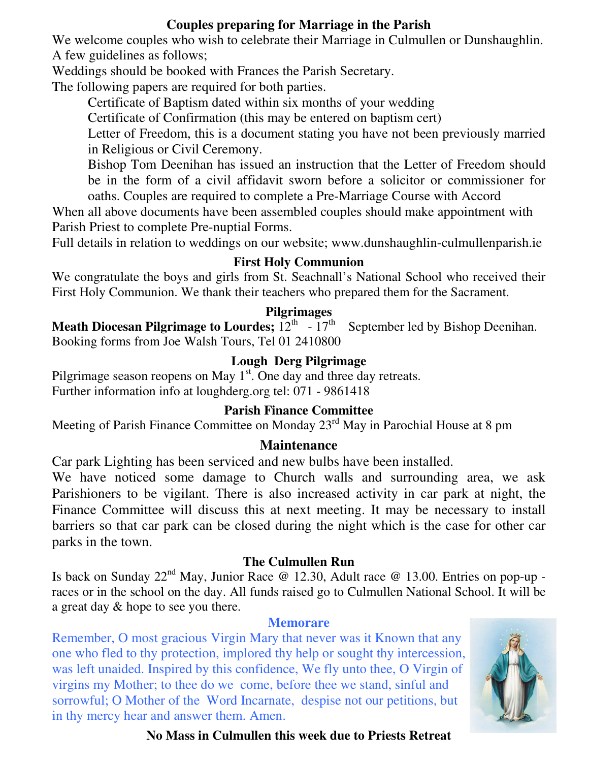## Couples preparing for Marriage in the Parish

We welcome couples who wish to celebrate their Marriage in Culmullen or Dunshaughlin. A few guidelines as follows;

Weddings should be booked with Frances the Parish Secretary.

The following papers are required for both parties.

- Certificate of Baptism dated within six months of your wedding
- Certificate of Confirmation (this may be entered on baptism cert)
- Letter of Freedom, this is a document stating you have not been previously married in Religious or Civil Ceremony.
- Bishop Tom Deenihan has issued an instruction that the Letter of Freedom should be in the form of a civil affidavit sworn before a solicitor or commissioner for oaths. Couples are required to complete a Pre-Marriage Course with Accord

When all above documents have been assembled couples should make appointment with Parish Priest to complete Pre-nuptial Forms.

Full details in relation to weddings on our website; www.dunshaughlin-culmullenparish.ie

## First Holy Communion

We congratulate the boys and girls from St. Seachnall's National School who received their First Holy Communion. We thank their teachers who prepared them for the Sacrament.

## Pilgrimages

**Meath Diocesan Pilgrimage to Lourdes;** 12th - 17th September led by Bishop Deenihan. Booking forms from Joe Walsh Tours, Tel 01 2410800

## Lough Derg Pilgrimage

Pilgrimage season reopens on May 1st. One day and three day retreats.
Further information info at loughderg.org tel: 071 - 9861418

## Parish Finance Committee

Meeting of Parish Finance Committee on Monday 23rd May in Parochial House at 8 pm

## Maintenance

Car park Lighting has been serviced and new bulbs have been installed.

We have noticed some damage to Church walls and surrounding area, we ask Parishioners to be vigilant. There is also increased activity in car park at night, the Finance Committee will discuss this at next meeting. It may be necessary to install barriers so that car park can be closed during the night which is the case for other car parks in the town.

## The Culmullen Run

Is back on Sunday 22nd May, Junior Race @ 12.30, Adult race @ 13.00. Entries on pop-up - races or in the school on the day. All funds raised go to Culmullen National School. It will be a great day & hope to see you there.

## Memorare

Remember, O most gracious Virgin Mary that never was it Known that any one who fled to thy protection, implored thy help or sought thy intercession, was left unaided. Inspired by this confidence, We fly unto thee, O Virgin of virgins my Mother; to thee do we come, before thee we stand, sinful and sorrowful; O Mother of the Word Incarnate, despise not our petitions, but in thy mercy hear and answer them. Amen.

**No Mass in Culmullen this week due to Priests Retreat**